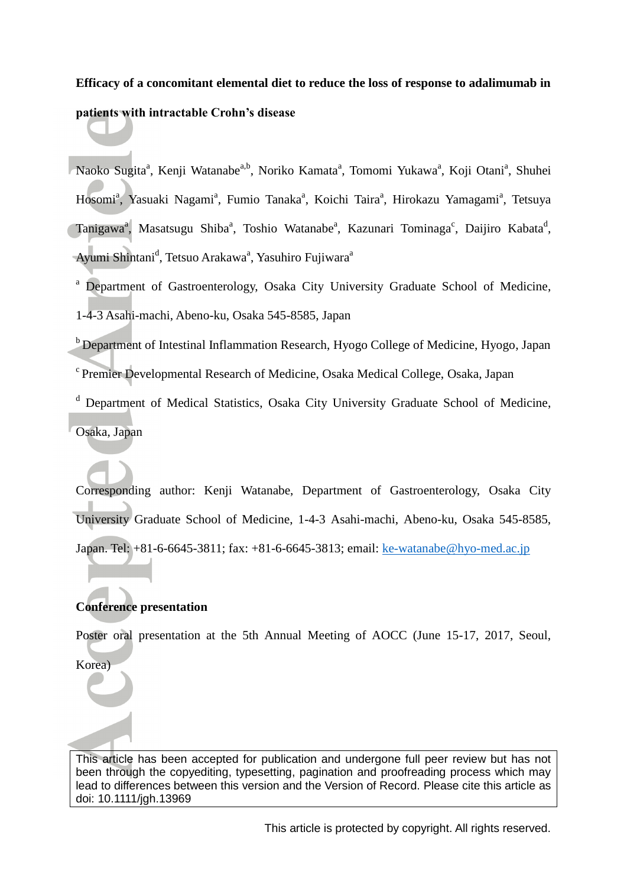# Efficacy of a concomitant elemental diet to reduce the loss of response to adalimumab in patients with intractable Crohn's disease

Naoko Sugita[a], Kenji Watanabe[a,b], Noriko Kamata[a], Tomomi Yukawa[a], Koji Otani[a], Shuhei Hosomi[a], Yasuaki Nagami[a], Fumio Tanaka[a], Koichi Taira[a], Hirokazu Yamagami[a], Tetsuya Tanigawa[a], Masatsugu Shiba[a], Toshio Watanabe[a], Kazunari Tominaga[c], Daijiro Kabata[d], Ayumi Shintani[d], Tetsuo Arakawa[a], Yasuhiro Fujiwara[a]

[a] Department of Gastroenterology, Osaka City University Graduate School of Medicine, 1-4-3 Asahi-machi, Abeno-ku, Osaka 545-8585, Japan

[b] Department of Intestinal Inflammation Research, Hyogo College of Medicine, Hyogo, Japan

[c] Premier Developmental Research of Medicine, Osaka Medical College, Osaka, Japan

[d] Department of Medical Statistics, Osaka City University Graduate School of Medicine, Osaka, Japan

Corresponding author: Kenji Watanabe, Department of Gastroenterology, Osaka City University Graduate School of Medicine, 1-4-3 Asahi-machi, Abeno-ku, Osaka 545-8585, Japan. Tel: +81-6-6645-3811; fax: +81-6-6645-3813; email: ke-watanabe@hyo-med.ac.jp

**Conference presentation**

Poster oral presentation at the 5th Annual Meeting of AOCC (June 15-17, 2017, Seoul, Korea)

This article has been accepted for publication and undergone full peer review but has not been through the copyediting, typesetting, pagination and proofreading process which may lead to differences between this version and the Version of Record. Please cite this article as doi: 10.1111/jgh.13969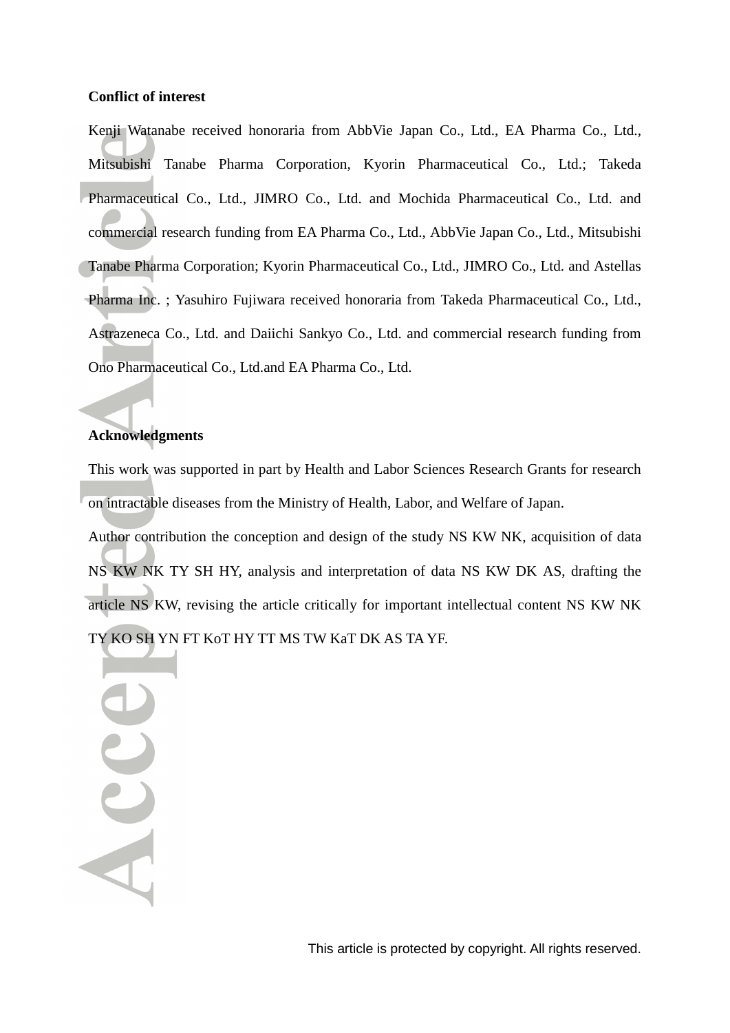**Conflict of interest**

Kenji Watanabe received honoraria from AbbVie Japan Co., Ltd., EA Pharma Co., Ltd., Mitsubishi Tanabe Pharma Corporation, Kyorin Pharmaceutical Co., Ltd.; Takeda Pharmaceutical Co., Ltd., JIMRO Co., Ltd. and Mochida Pharmaceutical Co., Ltd. and commercial research funding from EA Pharma Co., Ltd., AbbVie Japan Co., Ltd., Mitsubishi Tanabe Pharma Corporation; Kyorin Pharmaceutical Co., Ltd., JIMRO Co., Ltd. and Astellas Pharma Inc. ; Yasuhiro Fujiwara received honoraria from Takeda Pharmaceutical Co., Ltd., Astrazeneca Co., Ltd. and Daiichi Sankyo Co., Ltd. and commercial research funding from Ono Pharmaceutical Co., Ltd.and EA Pharma Co., Ltd.

**Acknowledgments**

This work was supported in part by Health and Labor Sciences Research Grants for research on intractable diseases from the Ministry of Health, Labor, and Welfare of Japan.

Author contribution the conception and design of the study NS KW NK, acquisition of data NS KW NK TY SH HY, analysis and interpretation of data NS KW DK AS, drafting the article NS KW, revising the article critically for important intellectual content NS KW NK TY KO SH YN FT KoT HY TT MS TW KaT DK AS TA YF.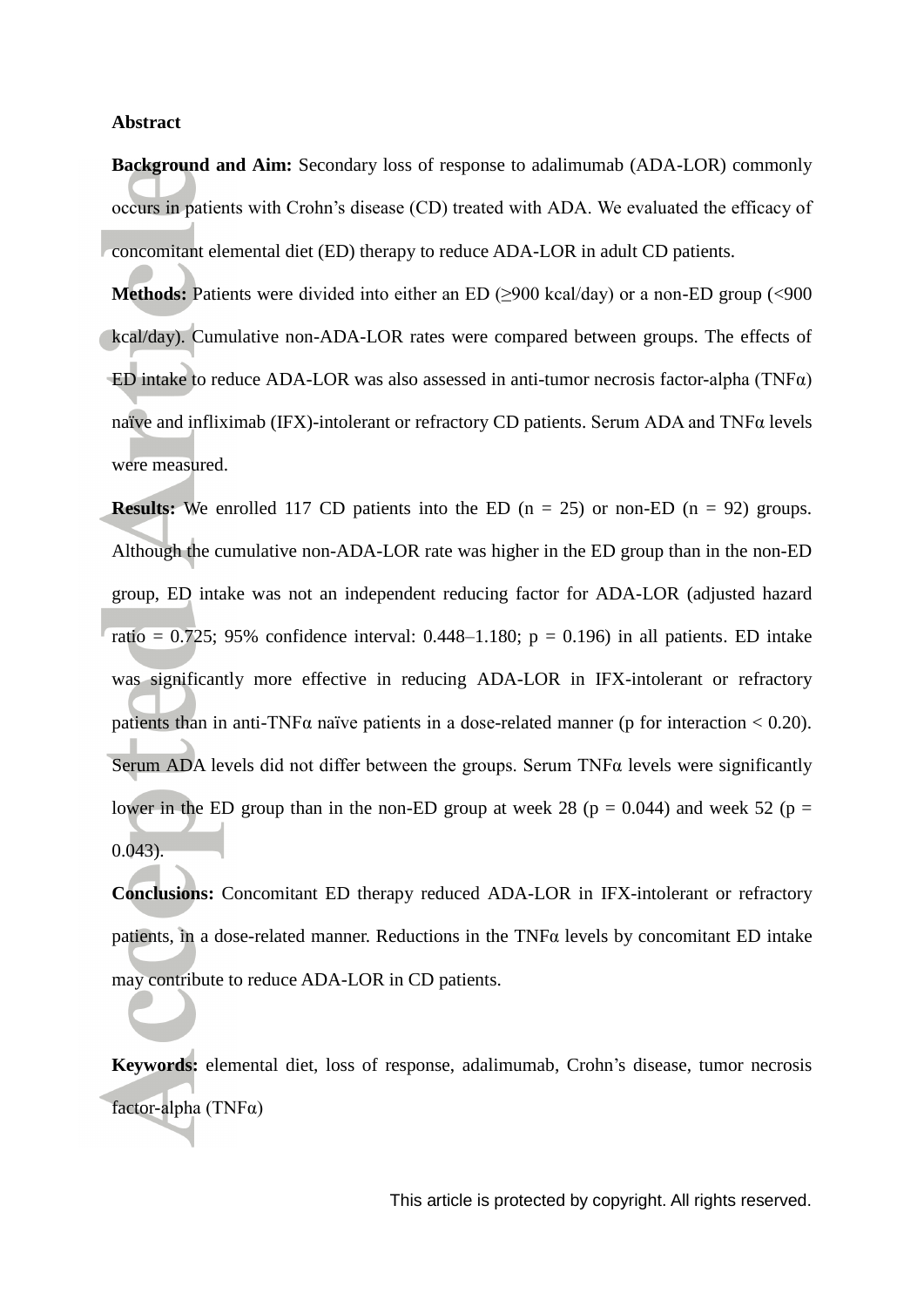## Abstract

**Background and Aim:** Secondary loss of response to adalimumab (ADA-LOR) commonly occurs in patients with Crohn's disease (CD) treated with ADA. We evaluated the efficacy of concomitant elemental diet (ED) therapy to reduce ADA-LOR in adult CD patients.

**Methods:** Patients were divided into either an ED (≥900 kcal/day) or a non-ED group (<900 kcal/day). Cumulative non-ADA-LOR rates were compared between groups. The effects of ED intake to reduce ADA-LOR was also assessed in anti-tumor necrosis factor-alpha (TNFα) naïve and infliximab (IFX)-intolerant or refractory CD patients. Serum ADA and TNFα levels were measured.

**Results:** We enrolled 117 CD patients into the ED (n = 25) or non-ED (n = 92) groups. Although the cumulative non-ADA-LOR rate was higher in the ED group than in the non-ED group, ED intake was not an independent reducing factor for ADA-LOR (adjusted hazard ratio = 0.725; 95% confidence interval: 0.448–1.180; $p = 0.196$) in all patients. ED intake was significantly more effective in reducing ADA-LOR in IFX-intolerant or refractory patients than in anti-TNFα naïve patients in a dose-related manner ($p$ for interaction $< 0.20$). Serum ADA levels did not differ between the groups. Serum TNFα levels were significantly lower in the ED group than in the non-ED group at week 28 ($p = 0.044$) and week 52 ($p = 0.043$).

**Conclusions:** Concomitant ED therapy reduced ADA-LOR in IFX-intolerant or refractory patients, in a dose-related manner. Reductions in the TNFα levels by concomitant ED intake may contribute to reduce ADA-LOR in CD patients.

**Keywords:** elemental diet, loss of response, adalimumab, Crohn's disease, tumor necrosis factor-alpha (TNFα)